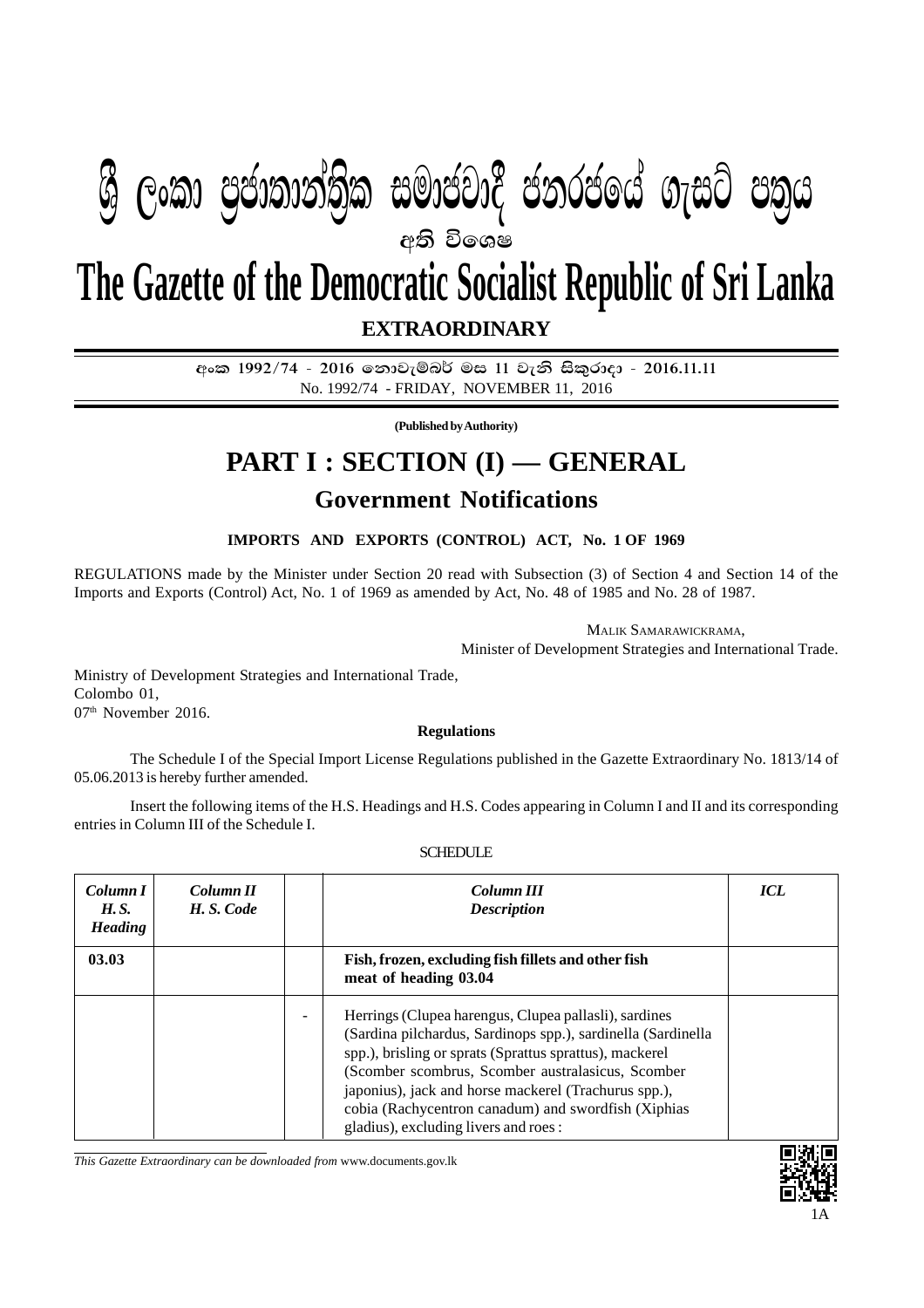# ශ්‍රී ලංකා ප්‍රජාතාන්ත්‍රික සමාජවාදී ජනරජයේ ගැසට් පත්‍රය

අති විශෙෂ

# The Gazette of the Democratic Socialist Republic of Sri Lanka

## EXTRAORDINARY

අංක 1992/74 - 2016 නොවැම්බර් මස 11 වැනි සිකුරාදා - 2016.11.11

No. 1992/74 - FRIDAY, NOVEMBER 11, 2016

**(Published by Authority)**

# PART I : SECTION (I) — GENERAL

## Government Notifications

**IMPORTS AND EXPORTS (CONTROL) ACT, No. 1 OF 1969**

REGULATIONS made by the Minister under Section 20 read with Subsection (3) of Section 4 and Section 14 of the Imports and Exports (Control) Act, No. 1 of 1969 as amended by Act, No. 48 of 1985 and No. 28 of 1987.

MALIK SAMARAWICKRAMA,
Minister of Development Strategies and International Trade.

Ministry of Development Strategies and International Trade,
Colombo 01,
07th November 2016.

**Regulations**

The Schedule I of the Special Import License Regulations published in the Gazette Extraordinary No. 1813/14 of 05.06.2013 is hereby further amended.

Insert the following items of the H.S. Headings and H.S. Codes appearing in Column I and II and its corresponding entries in Column III of the Schedule I.

SCHEDULE

| *Column I H. S. Heading* | *Column II H. S. Code* | | *Column III Description* | *ICL* |
|---|---|---|---|---|
| **03.03** | | | **Fish, frozen, excluding fish fillets and other fish meat of heading 03.04** | |
| | | - | Herrings (Clupea harengus, Clupea pallasli), sardines (Sardina pilchardus, Sardinops spp.), sardinella (Sardinella spp.), brisling or sprats (Sprattus sprattus), mackerel (Scomber scombrus, Scomber australasicus, Scomber japonius), jack and horse mackerel (Trachurus spp.), cobia (Rachycentron canadum) and swordfish (Xiphias gladius), excluding livers and roes : | |

*This Gazette Extraordinary can be downloaded from* www.documents.gov.lk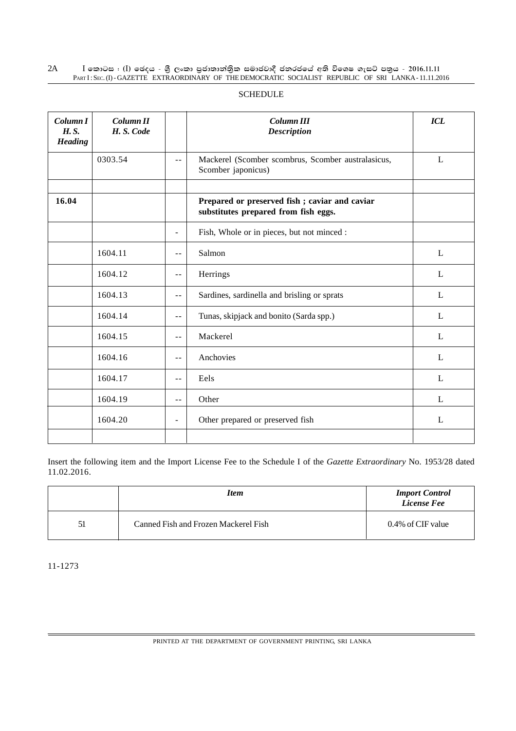SCHEDULE

| *Column I H. S. Heading* | *Column II H. S. Code* | | *Column III Description* | *ICL* |
|---|---|---|---|---|
| | 0303.54 | -- | Mackerel (Scomber scombrus, Scomber australasicus, Scomber japonicus) | L |
| | | | | |
| **16.04** | | | **Prepared or preserved fish ; caviar and caviar substitutes prepared from fish eggs.** | |
| | | - | Fish, Whole or in pieces, but not minced : | |
| | 1604.11 | -- | Salmon | L |
| | 1604.12 | -- | Herrings | L |
| | 1604.13 | -- | Sardines, sardinella and brisling or sprats | L |
| | 1604.14 | -- | Tunas, skipjack and bonito (Sarda spp.) | L |
| | 1604.15 | -- | Mackerel | L |
| | 1604.16 | -- | Anchovies | L |
| | 1604.17 | -- | Eels | L |
| | 1604.19 | -- | Other | L |
| | 1604.20 | - | Other prepared or preserved fish | L |
| | | | | |

Insert the following item and the Import License Fee to the Schedule I of the *Gazette Extraordinary* No. 1953/28 dated 11.02.2016.

| | *Item* | *Import Control License Fee* |
|---|---|---|
| 51 | Canned Fish and Frozen Mackerel Fish | 0.4% of CIF value |

11-1273

PRINTED AT THE DEPARTMENT OF GOVERNMENT PRINTING, SRI LANKA